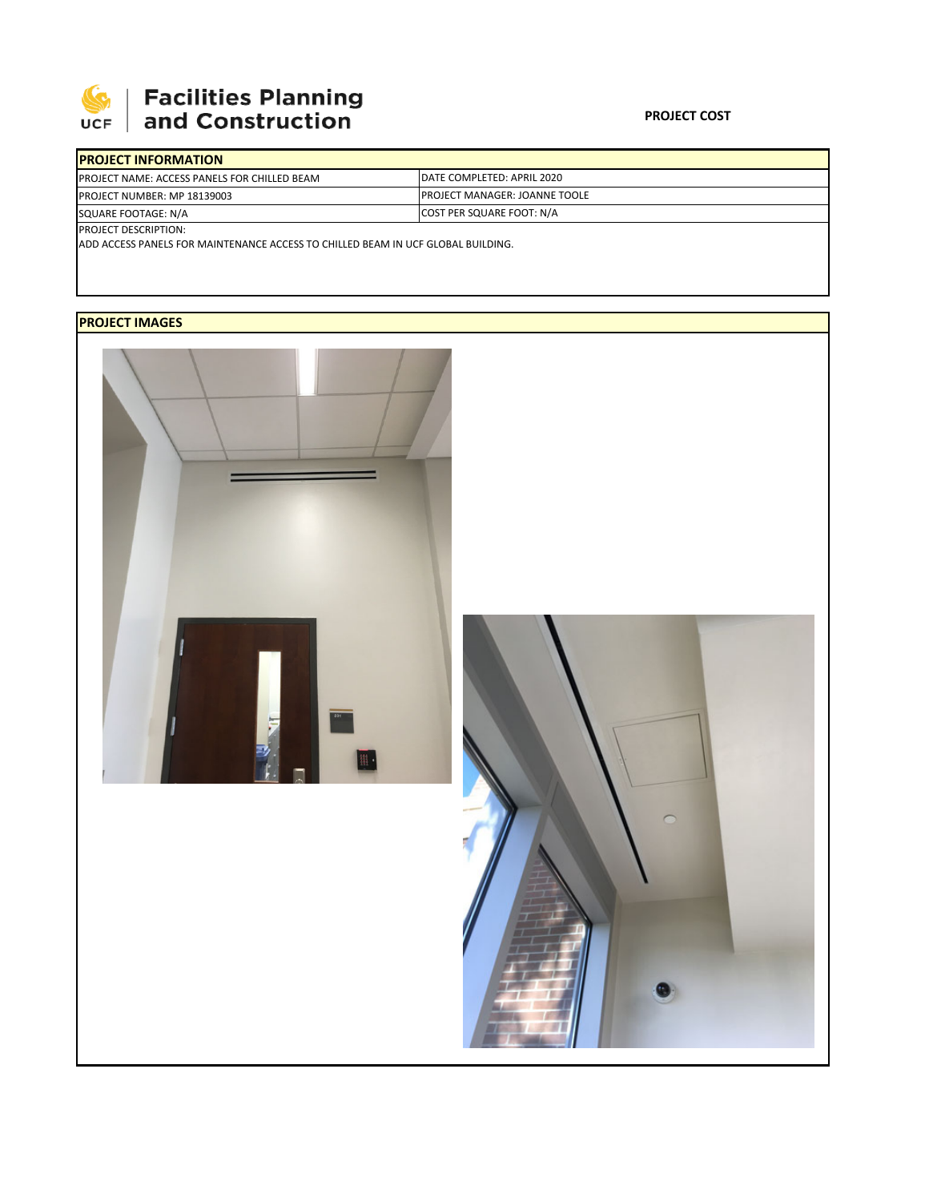UCF Facilities Planning and Construction

**PROJECT COST**

| PROJECT INFORMATION | |
|---|---|
| PROJECT NAME: ACCESS PANELS FOR CHILLED BEAM | DATE COMPLETED: APRIL 2020 |
| PROJECT NUMBER: MP 18139003 | PROJECT MANAGER: JOANNE TOOLE |
| SQUARE FOOTAGE: N/A | COST PER SQUARE FOOT: N/A |

PROJECT DESCRIPTION:
ADD ACCESS PANELS FOR MAINTENANCE ACCESS TO CHILLED BEAM IN UCF GLOBAL BUILDING.

**PROJECT IMAGES**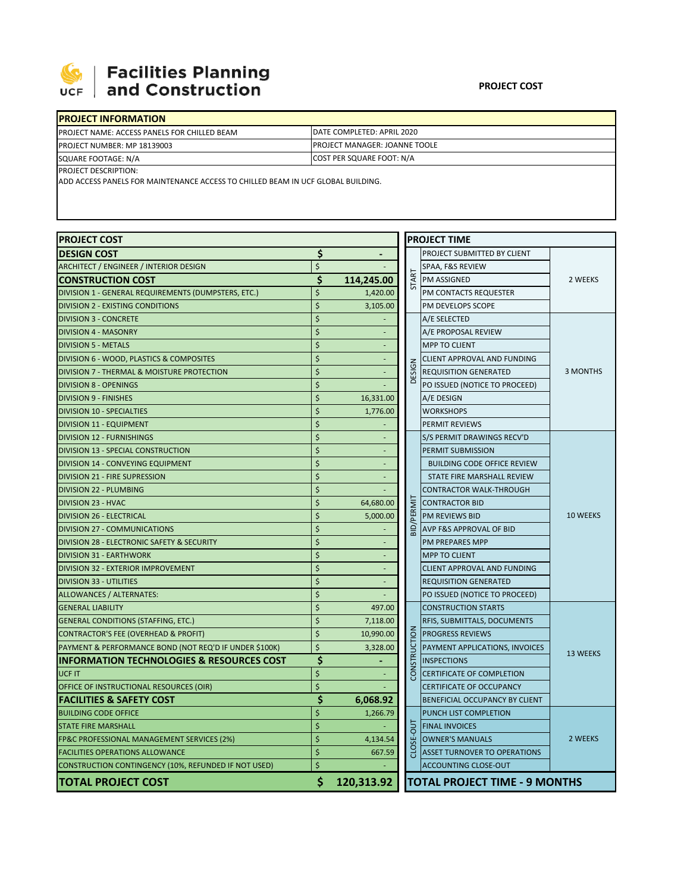Facilities Planning and Construction

**PROJECT COST**

| PROJECT INFORMATION | |
|---|---|
| PROJECT NAME: ACCESS PANELS FOR CHILLED BEAM | DATE COMPLETED: APRIL 2020 |
| PROJECT NUMBER: MP 18139003 | PROJECT MANAGER: JOANNE TOOLE |
| SQUARE FOOTAGE: N/A | COST PER SQUARE FOOT: N/A |

PROJECT DESCRIPTION:
ADD ACCESS PANELS FOR MAINTENANCE ACCESS TO CHILLED BEAM IN UCF GLOBAL BUILDING.

| PROJECT COST | |
|---|---|
| **DESIGN COST** | **$ -** |
| ARCHITECT / ENGINEER / INTERIOR DESIGN | $ - |
| **CONSTRUCTION COST** | **$ 114,245.00** |
| DIVISION 1 - GENERAL REQUIREMENTS (DUMPSTERS, ETC.) | $ 1,420.00 |
| DIVISION 2 - EXISTING CONDITIONS | $ 3,105.00 |
| DIVISION 3 - CONCRETE | $ - |
| DIVISION 4 - MASONRY | $ - |
| DIVISION 5 - METALS | $ - |
| DIVISION 6 - WOOD, PLASTICS & COMPOSITES | $ - |
| DIVISION 7 - THERMAL & MOISTURE PROTECTION | $ - |
| DIVISION 8 - OPENINGS | $ - |
| DIVISION 9 - FINISHES | $ 16,331.00 |
| DIVISION 10 - SPECIALTIES | $ 1,776.00 |
| DIVISION 11 - EQUIPMENT | $ - |
| DIVISION 12 - FURNISHINGS | $ - |
| DIVISION 13 - SPECIAL CONSTRUCTION | $ - |
| DIVISION 14 - CONVEYING EQUIPMENT | $ - |
| DIVISION 21 - FIRE SUPRESSION | $ - |
| DIVISION 22 - PLUMBING | $ - |
| DIVISION 23 - HVAC | $ 64,680.00 |
| DIVISION 26 - ELECTRICAL | $ 5,000.00 |
| DIVISION 27 - COMMUNICATIONS | $ - |
| DIVISION 28 - ELECTRONIC SAFETY & SECURITY | $ - |
| DIVISION 31 - EARTHWORK | $ - |
| DIVISION 32 - EXTERIOR IMPROVEMENT | $ - |
| DIVISION 33 - UTILITIES | $ - |
| ALLOWANCES / ALTERNATES: | $ - |
| GENERAL LIABILITY | $ 497.00 |
| GENERAL CONDITIONS (STAFFING, ETC.) | $ 7,118.00 |
| CONTRACTOR'S FEE (OVERHEAD & PROFIT) | $ 10,990.00 |
| PAYMENT & PERFORMANCE BOND (NOT REQ'D IF UNDER $100K) | $ 3,328.00 |
| **INFORMATION TECHNOLOGIES & RESOURCES COST** | **$ -** |
| UCF IT | $ - |
| OFFICE OF INSTRUCTIONAL RESOURCES (OIR) | $ - |
| **FACILITIES & SAFETY COST** | **$ 6,068.92** |
| BUILDING CODE OFFICE | $ 1,266.79 |
| STATE FIRE MARSHALL | $ - |
| FP&C PROFESSIONAL MANAGEMENT SERVICES (2%) | $ 4,134.54 |
| FACILITIES OPERATIONS ALLOWANCE | $ 667.59 |
| CONSTRUCTION CONTINGENCY (10%, REFUNDED IF NOT USED) | $ - |
| **TOTAL PROJECT COST** | **$ 120,313.92** |

| PROJECT TIME | | |
|---|---|---|
| START | PROJECT SUBMITTED BY CLIENT | 2 WEEKS |
| | SPAA, F&S REVIEW | |
| | PM ASSIGNED | |
| | PM CONTACTS REQUESTER | |
| | PM DEVELOPS SCOPE | |
| DESIGN | A/E SELECTED | 3 MONTHS |
| | A/E PROPOSAL REVIEW | |
| | MPP TO CLIENT | |
| | CLIENT APPROVAL AND FUNDING | |
| | REQUISITION GENERATED | |
| | PO ISSUED (NOTICE TO PROCEED) | |
| | A/E DESIGN | |
| | WORKSHOPS | |
| | PERMIT REVIEWS | |
| BID/PERMIT | S/S PERMIT DRAWINGS RECV'D | 10 WEEKS |
| | PERMIT SUBMISSION | |
| | BUILDING CODE OFFICE REVIEW | |
| | STATE FIRE MARSHALL REVIEW | |
| | CONTRACTOR WALK-THROUGH | |
| | CONTRACTOR BID | |
| | PM REVIEWS BID | |
| | AVP F&S APPROVAL OF BID | |
| | PM PREPARES MPP | |
| | MPP TO CLIENT | |
| | CLIENT APPROVAL AND FUNDING | |
| | REQUISITION GENERATED | |
| | PO ISSUED (NOTICE TO PROCEED) | |
| CONSTRUCTION | CONSTRUCTION STARTS | 13 WEEKS |
| | RFIS, SUBMITTALS, DOCUMENTS | |
| | PROGRESS REVIEWS | |
| | PAYMENT APPLICATIONS, INVOICES | |
| | INSPECTIONS | |
| | CERTIFICATE OF COMPLETION | |
| | CERTIFICATE OF OCCUPANCY | |
| | BENEFICIAL OCCUPANCY BY CLIENT | |
| CLOSE-OUT | PUNCH LIST COMPLETION | 2 WEEKS |
| | FINAL INVOICES | |
| | OWNER'S MANUALS | |
| | ASSET TURNOVER TO OPERATIONS | |
| | ACCOUNTING CLOSE-OUT | |
| **TOTAL PROJECT TIME - 9 MONTHS** | | |